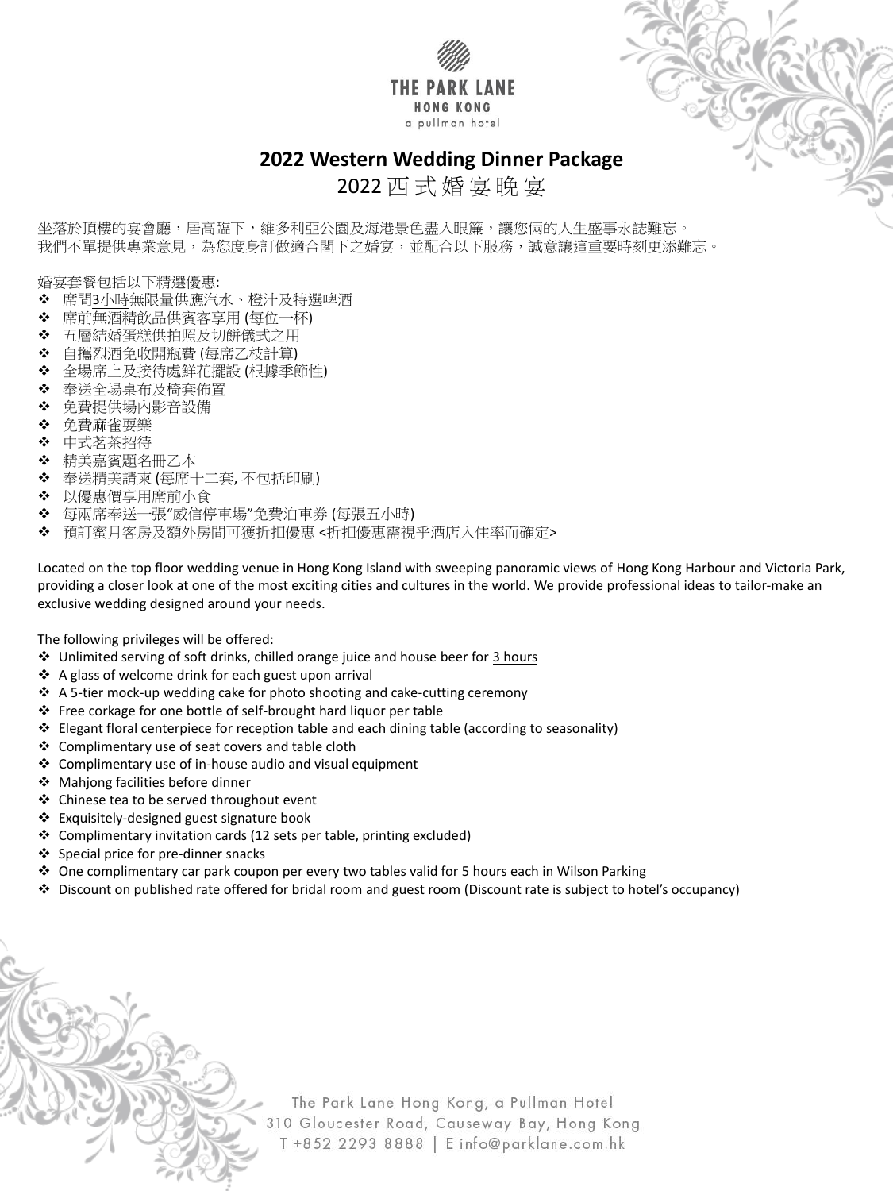THE PARK LANE
HONG KONG
a pullman hotel

# 2022 Western Wedding Dinner Package

## 2022 西式婚宴晚宴

坐落於頂樓的宴會廳，居高臨下，維多利亞公園及海港景色盡入眼簾，讓您倆的人生盛事永誌難忘。
我們不單提供專業意見，為您度身訂做適合閣下之婚宴，並配合以下服務，誠意讓這重要時刻更添難忘。

婚宴套餐包括以下精選優惠:

- 席間3小時無限量供應汽水、橙汁及特選啤酒
- 席前無酒精飲品供賓客享用 (每位一杯)
- 五層結婚蛋糕供拍照及切餅儀式之用
- 自攜烈酒免收開瓶費 (每席乙枝計算)
- 全場席上及接待處鮮花擺設 (根據季節性)
- 奉送全場桌布及椅套佈置
- 免費提供場內影音設備
- 免費麻雀耍樂
- 中式茗茶招待
- 精美嘉賓題名冊乙本
- 奉送精美請柬 (每席十二套, 不包括印刷)
- 以優惠價享用席前小食
- 每兩席奉送一張"威信停車場"免費泊車券 (每張五小時)
- 預訂蜜月客房及額外房間可獲折扣優惠 <折扣優惠需視乎酒店入住率而確定>

Located on the top floor wedding venue in Hong Kong Island with sweeping panoramic views of Hong Kong Harbour and Victoria Park, providing a closer look at one of the most exciting cities and cultures in the world. We provide professional ideas to tailor-make an exclusive wedding designed around your needs.

The following privileges will be offered:

- Unlimited serving of soft drinks, chilled orange juice and house beer for 3 hours
- A glass of welcome drink for each guest upon arrival
- A 5-tier mock-up wedding cake for photo shooting and cake-cutting ceremony
- Free corkage for one bottle of self-brought hard liquor per table
- Elegant floral centerpiece for reception table and each dining table (according to seasonality)
- Complimentary use of seat covers and table cloth
- Complimentary use of in-house audio and visual equipment
- Mahjong facilities before dinner
- Chinese tea to be served throughout event
- Exquisitely-designed guest signature book
- Complimentary invitation cards (12 sets per table, printing excluded)
- Special price for pre-dinner snacks
- One complimentary car park coupon per every two tables valid for 5 hours each in Wilson Parking
- Discount on published rate offered for bridal room and guest room (Discount rate is subject to hotel's occupancy)

The Park Lane Hong Kong, a Pullman Hotel
310 Gloucester Road, Causeway Bay, Hong Kong
T +852 2293 8888 | E info@parklane.com.hk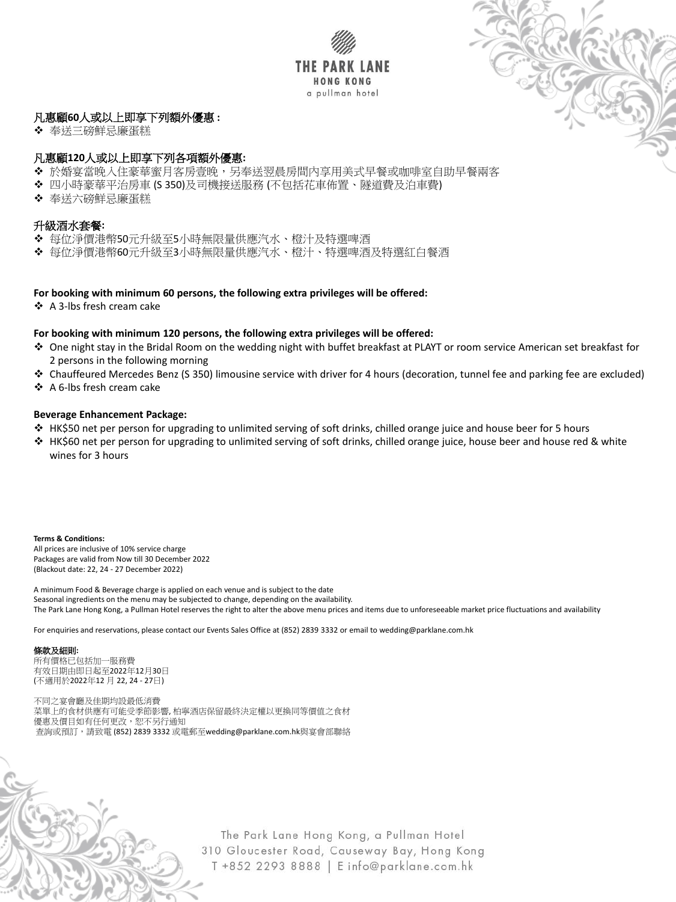**凡惠顧60人或以上即享下列額外優惠 :**

- 奉送三磅鮮忌廉蛋糕

**凡惠顧120人或以上即享下列各項額外優惠:**

- 於婚宴當晚入住豪華蜜月客房壹晚，另奉送翌晨房間內享用美式早餐或咖啡室自助早餐兩客
- 四小時豪華平治房車 (S 350)及司機接送服務 (不包括花車佈置、隧道費及泊車費)
- 奉送六磅鮮忌廉蛋糕

**升級酒水套餐:**

- 每位淨價港幣50元升級至5小時無限量供應汽水、橙汁及特選啤酒
- 每位淨價港幣60元升級至3小時無限量供應汽水、橙汁、特選啤酒及特選紅白餐酒

**For booking with minimum 60 persons, the following extra privileges will be offered:**

- A 3-lbs fresh cream cake

**For booking with minimum 120 persons, the following extra privileges will be offered:**

- One night stay in the Bridal Room on the wedding night with buffet breakfast at PLAYT or room service American set breakfast for 2 persons in the following morning
- Chauffeured Mercedes Benz (S 350) limousine service with driver for 4 hours (decoration, tunnel fee and parking fee are excluded)
- A 6-lbs fresh cream cake

**Beverage Enhancement Package:**

- HK$50 net per person for upgrading to unlimited serving of soft drinks, chilled orange juice and house beer for 5 hours
- HK$60 net per person for upgrading to unlimited serving of soft drinks, chilled orange juice, house beer and house red & white wines for 3 hours

**Terms & Conditions:**

All prices are inclusive of 10% service charge
Packages are valid from Now till 30 December 2022
(Blackout date: 22, 24 - 27 December 2022)

A minimum Food & Beverage charge is applied on each venue and is subject to the date
Seasonal ingredients on the menu may be subjected to change, depending on the availability.
The Park Lane Hong Kong, a Pullman Hotel reserves the right to alter the above menu prices and items due to unforeseeable market price fluctuations and availability

For enquiries and reservations, please contact our Events Sales Office at (852) 2839 3332 or email to wedding@parklane.com.hk

**條款及細則:**

所有價格已包括加一服務費
有效日期由即日起至2022年12月30日
(不適用於2022年12 月 22, 24 - 27日)

不同之宴會廳及佳期均設最低消費
菜單上的食材供應有可能受季節影響, 柏寧酒店保留最終決定權以更換同等價值之食材
優惠及價目如有任何更改，恕不另行通知
查詢或預訂，請致電 (852) 2839 3332 或電郵至wedding@parklane.com.hk與宴會部聯絡

The Park Lane Hong Kong, a Pullman Hotel
310 Gloucester Road, Causeway Bay, Hong Kong
T +852 2293 8888 | E info@parklane.com.hk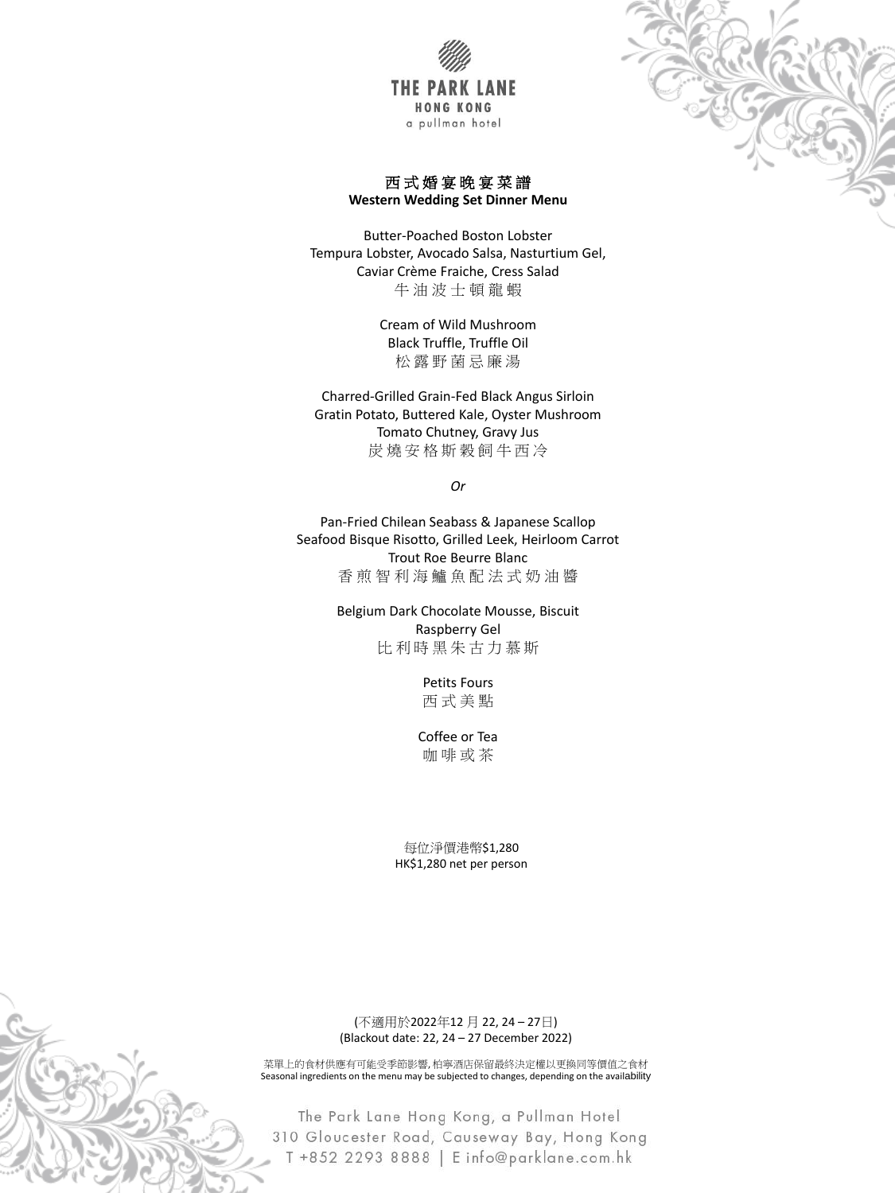THE PARK LANE
HONG KONG
a pullman hotel

## 西式婚宴晚宴菜譜
## Western Wedding Set Dinner Menu

Butter-Poached Boston Lobster
Tempura Lobster, Avocado Salsa, Nasturtium Gel,
Caviar Crème Fraiche, Cress Salad
牛油波士頓龍蝦

Cream of Wild Mushroom
Black Truffle, Truffle Oil
松露野菌忌廉湯

Charred-Grilled Grain-Fed Black Angus Sirloin
Gratin Potato, Buttered Kale, Oyster Mushroom
Tomato Chutney, Gravy Jus
炭燒安格斯穀飼牛西冷

*Or*

Pan-Fried Chilean Seabass & Japanese Scallop
Seafood Bisque Risotto, Grilled Leek, Heirloom Carrot
Trout Roe Beurre Blanc
香煎智利海鱸魚配法式奶油醬

Belgium Dark Chocolate Mousse, Biscuit
Raspberry Gel
比利時黑朱古力慕斯

Petits Fours
西式美點

Coffee or Tea
咖啡或茶

每位淨價港幣$1,280
HK$1,280 net per person

(不適用於2022年12 月 22, 24 – 27日)
(Blackout date: 22, 24 – 27 December 2022)

菜單上的食材供應有可能受季節影響, 柏寧酒店保留最終決定權以更換同等價值之食材
Seasonal ingredients on the menu may be subjected to changes, depending on the availability

The Park Lane Hong Kong, a Pullman Hotel
310 Gloucester Road, Causeway Bay, Hong Kong
T +852 2293 8888 | E info@parklane.com.hk